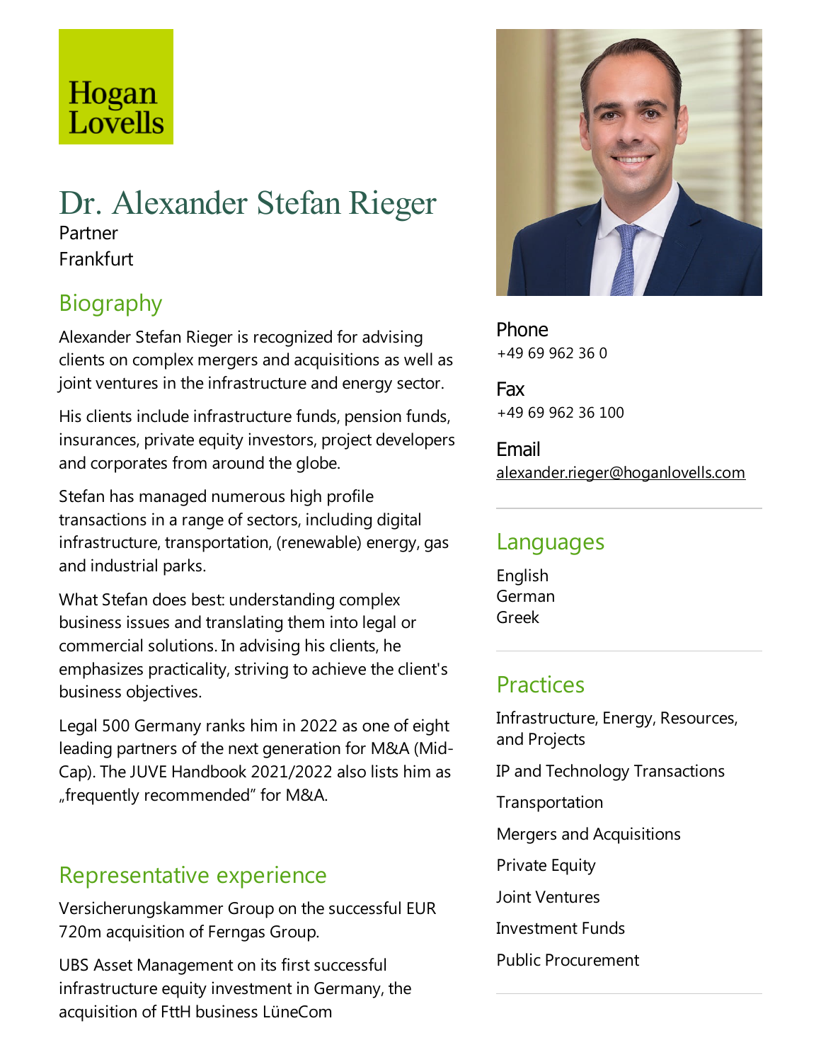Hogan Lovells

# Dr. Alexander Stefan Rieger

Partner

Frankfurt

## Biography

Alexander Stefan Rieger is recognized for advising clients on complex mergers and acquisitions as well as joint ventures in the infrastructure and energy sector.

His clients include infrastructure funds, pension funds, insurances, private equity investors, project developers and corporates from around the globe.

Stefan has managed numerous high profile transactions in a range of sectors, including digital infrastructure, transportation, (renewable) energy, gas and industrial parks.

What Stefan does best: understanding complex business issues and translating them into legal or commercial solutions. In advising his clients, he emphasizes practicality, striving to achieve the client's business objectives.

Legal 500 Germany ranks him in 2022 as one of eight leading partners of the next generation for M&A (Mid-Cap). The JUVE Handbook 2021/2022 also lists him as „frequently recommended" for M&A.

## Representative experience

Versicherungskammer Group on the successful EUR 720m acquisition of Ferngas Group.

UBS Asset Management on its first successful infrastructure equity investment in Germany, the acquisition of FttH business LüneCom

**Phone**
+49 69 962 36 0

**Fax**
+49 69 962 36 100

**Email**
alexander.rieger@hoganlovells.com

## Languages

English
German
Greek

## Practices

Infrastructure, Energy, Resources, and Projects

IP and Technology Transactions

Transportation

Mergers and Acquisitions

Private Equity

Joint Ventures

Investment Funds

Public Procurement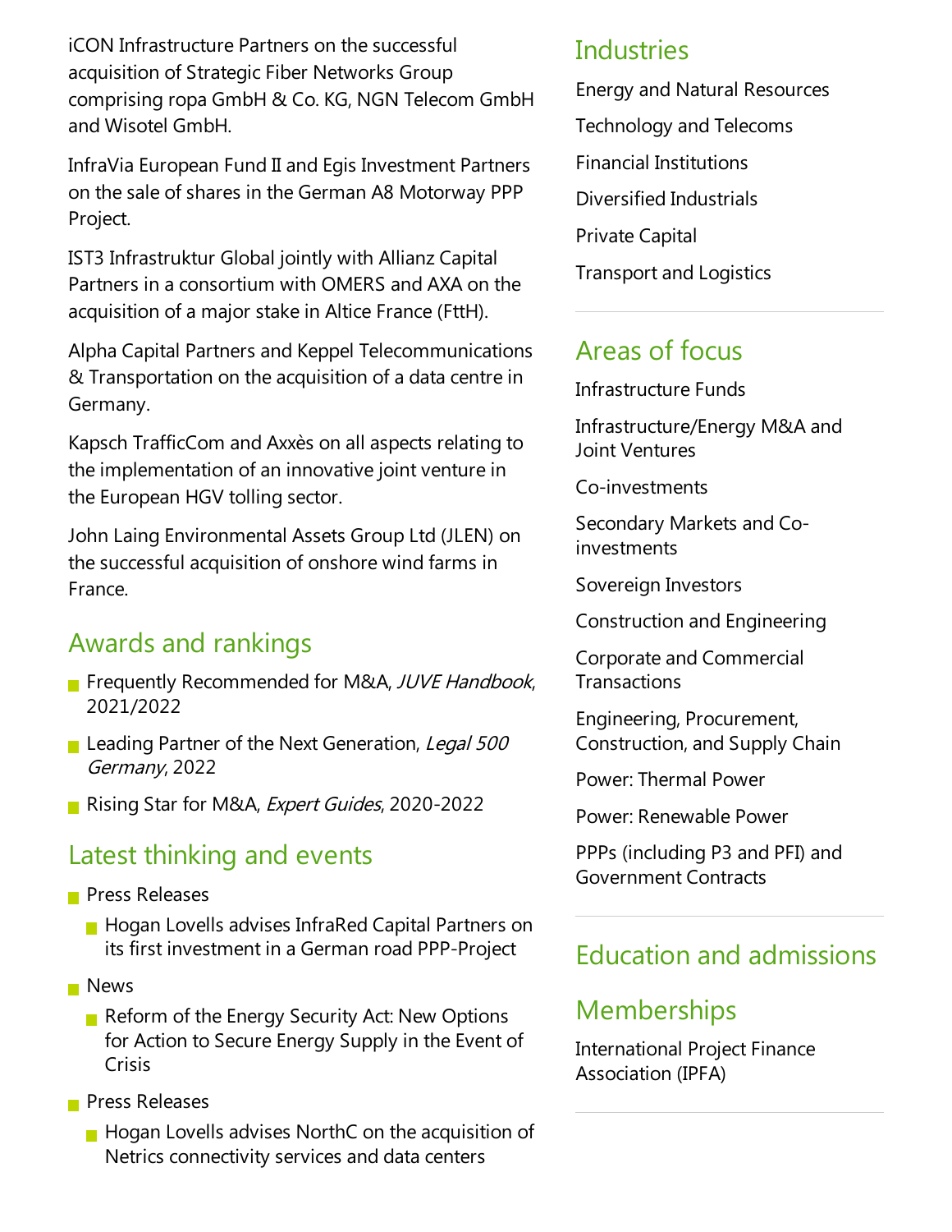iCON Infrastructure Partners on the successful acquisition of Strategic Fiber Networks Group comprising ropa GmbH & Co. KG, NGN Telecom GmbH and Wisotel GmbH.

InfraVia European Fund II and Egis Investment Partners on the sale of shares in the German A8 Motorway PPP Project.

IST3 Infrastruktur Global jointly with Allianz Capital Partners in a consortium with OMERS and AXA on the acquisition of a major stake in Altice France (FttH).

Alpha Capital Partners and Keppel Telecommunications & Transportation on the acquisition of a data centre in Germany.

Kapsch TrafficCom and Axxès on all aspects relating to the implementation of an innovative joint venture in the European HGV tolling sector.

John Laing Environmental Assets Group Ltd (JLEN) on the successful acquisition of onshore wind farms in France.

## Awards and rankings

- Frequently Recommended for M&A, *JUVE Handbook*, 2021/2022
- Leading Partner of the Next Generation, *Legal 500 Germany*, 2022
- Rising Star for M&A, *Expert Guides*, 2020-2022

## Latest thinking and events

- Press Releases
  - Hogan Lovells advises InfraRed Capital Partners on its first investment in a German road PPP-Project
- News
  - Reform of the Energy Security Act: New Options for Action to Secure Energy Supply in the Event of Crisis
- Press Releases
  - Hogan Lovells advises NorthC on the acquisition of Netrics connectivity services and data centers

## Industries

Energy and Natural Resources

Technology and Telecoms

Financial Institutions

Diversified Industrials

Private Capital

Transport and Logistics

## Areas of focus

Infrastructure Funds

Infrastructure/Energy M&A and Joint Ventures

Co-investments

Secondary Markets and Co-investments

Sovereign Investors

Construction and Engineering

Corporate and Commercial Transactions

Engineering, Procurement, Construction, and Supply Chain

Power: Thermal Power

Power: Renewable Power

PPPs (including P3 and PFI) and Government Contracts

## Education and admissions

## Memberships

International Project Finance Association (IPFA)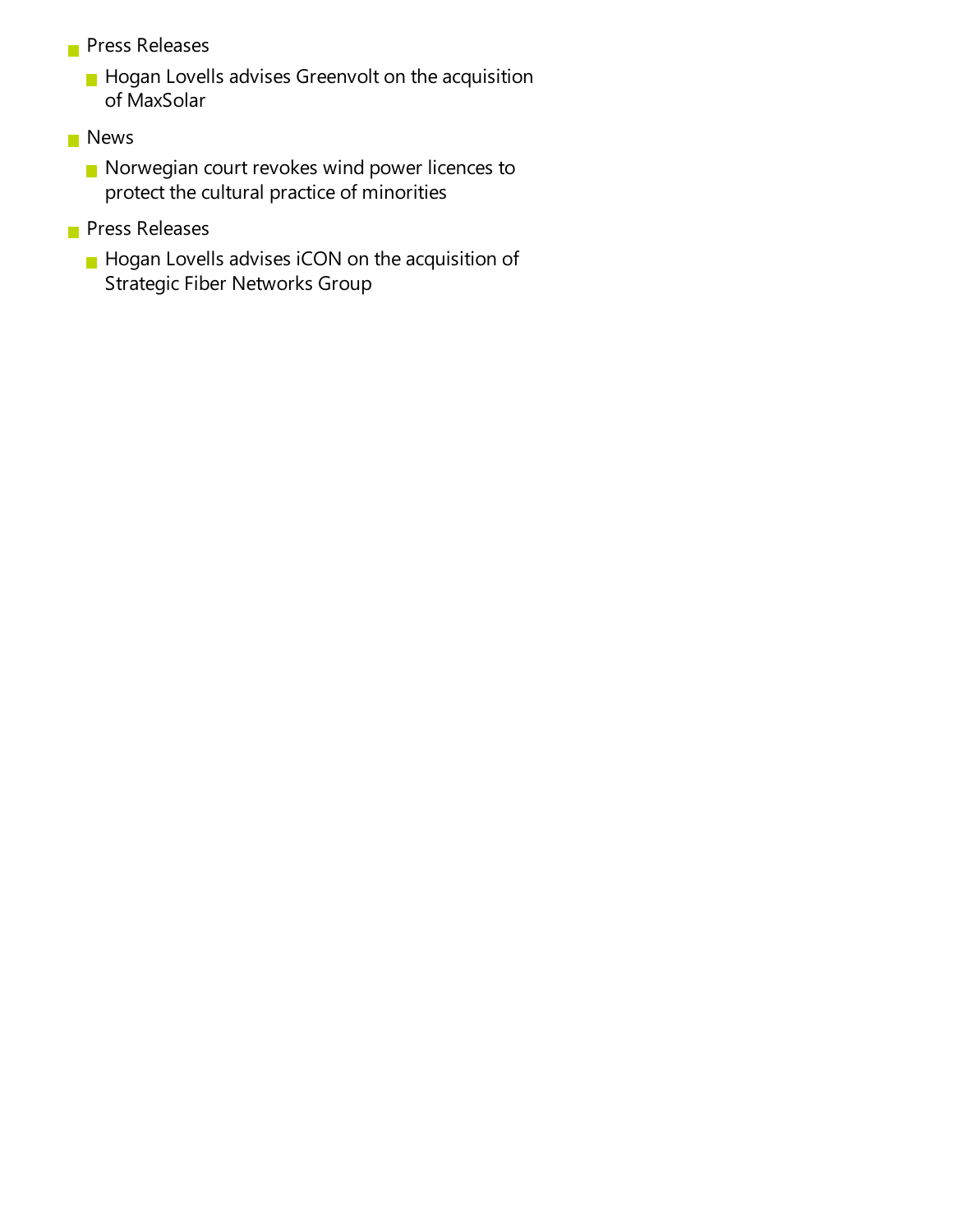- Press Releases
  - Hogan Lovells advises Greenvolt on the acquisition of MaxSolar
- News
  - Norwegian court revokes wind power licences to protect the cultural practice of minorities
- Press Releases
  - Hogan Lovells advises iCON on the acquisition of Strategic Fiber Networks Group